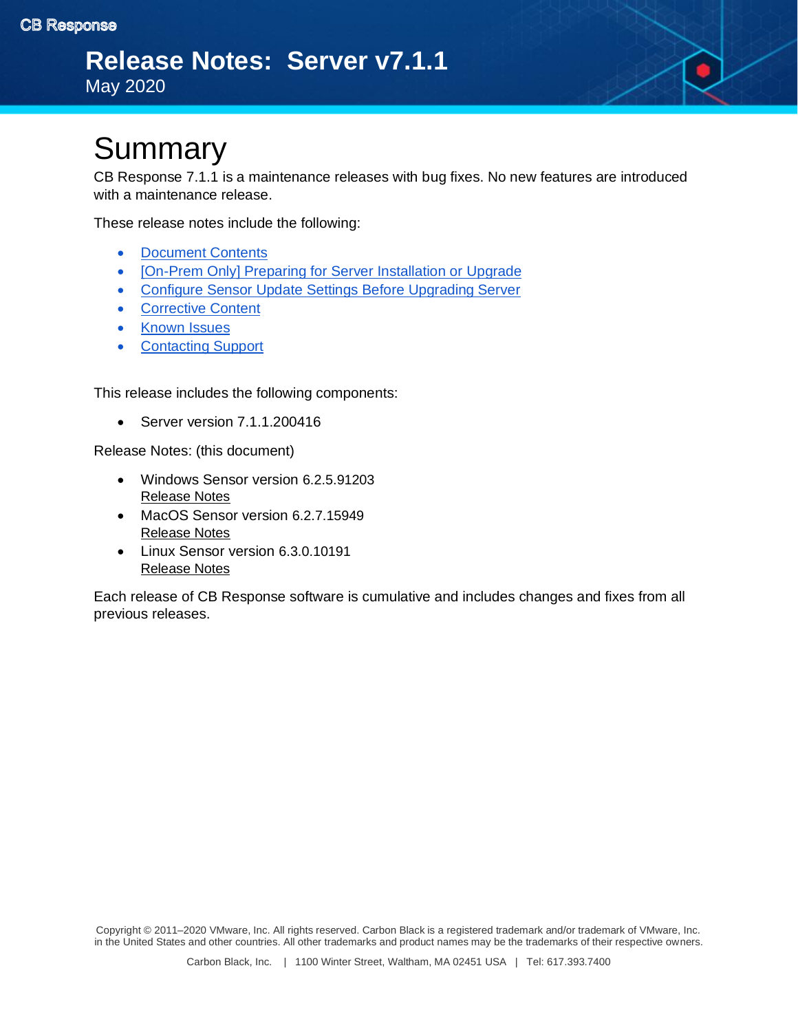CB Response

# Release Notes: Server v7.1.1

May 2020

## Summary

CB Response 7.1.1 is a maintenance releases with bug fixes. No new features are introduced with a maintenance release.

These release notes include the following:

- Document Contents
- [On-Prem Only] Preparing for Server Installation or Upgrade
- Configure Sensor Update Settings Before Upgrading Server
- Corrective Content
- Known Issues
- Contacting Support

This release includes the following components:

- Server version 7.1.1.200416

Release Notes: (this document)

- Windows Sensor version 6.2.5.91203
  Release Notes
- MacOS Sensor version 6.2.7.15949
  Release Notes
- Linux Sensor version 6.3.0.10191
  Release Notes

Each release of CB Response software is cumulative and includes changes and fixes from all previous releases.

Copyright © 2011–2020 VMware, Inc. All rights reserved. Carbon Black is a registered trademark and/or trademark of VMware, Inc. in the United States and other countries. All other trademarks and product names may be the trademarks of their respective owners.

Carbon Black, Inc. | 1100 Winter Street, Waltham, MA 02451 USA | Tel: 617.393.7400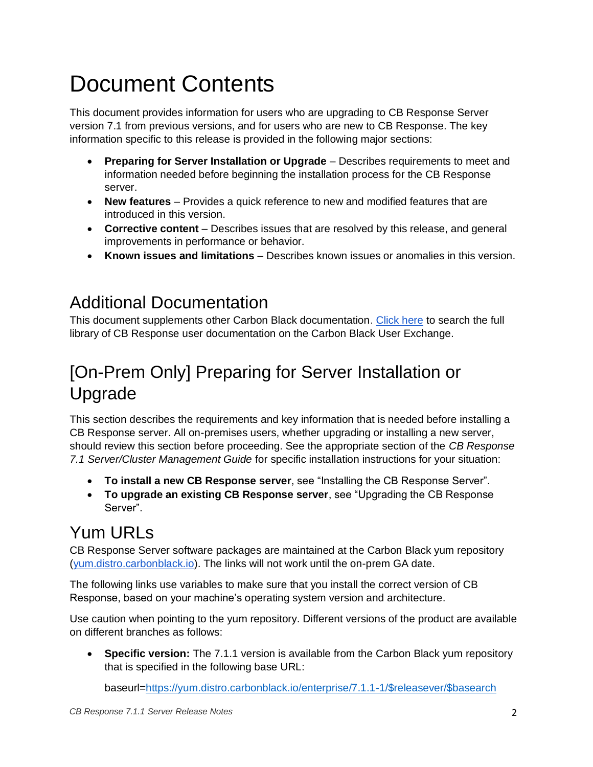# Document Contents

This document provides information for users who are upgrading to CB Response Server version 7.1 from previous versions, and for users who are new to CB Response. The key information specific to this release is provided in the following major sections:

- **Preparing for Server Installation or Upgrade** – Describes requirements to meet and information needed before beginning the installation process for the CB Response server.
- **New features** – Provides a quick reference to new and modified features that are introduced in this version.
- **Corrective content** – Describes issues that are resolved by this release, and general improvements in performance or behavior.
- **Known issues and limitations** – Describes known issues or anomalies in this version.

## Additional Documentation

This document supplements other Carbon Black documentation. [Click here]() to search the full library of CB Response user documentation on the Carbon Black User Exchange.

## [On-Prem Only] Preparing for Server Installation or Upgrade

This section describes the requirements and key information that is needed before installing a CB Response server. All on-premises users, whether upgrading or installing a new server, should review this section before proceeding. See the appropriate section of the *CB Response 7.1 Server/Cluster Management Guide* for specific installation instructions for your situation:

- **To install a new CB Response server**, see "Installing the CB Response Server".
- **To upgrade an existing CB Response server**, see "Upgrading the CB Response Server".

## Yum URLs

CB Response Server software packages are maintained at the Carbon Black yum repository ([yum.distro.carbonblack.io](yum.distro.carbonblack.io)). The links will not work until the on-prem GA date.

The following links use variables to make sure that you install the correct version of CB Response, based on your machine's operating system version and architecture.

Use caution when pointing to the yum repository. Different versions of the product are available on different branches as follows:

- **Specific version:** The 7.1.1 version is available from the Carbon Black yum repository that is specified in the following base URL:

  baseurl=[https://yum.distro.carbonblack.io/enterprise/7.1.1-1/$releasever/$basearch](https://yum.distro.carbonblack.io/enterprise/7.1.1-1/$releasever/$basearch)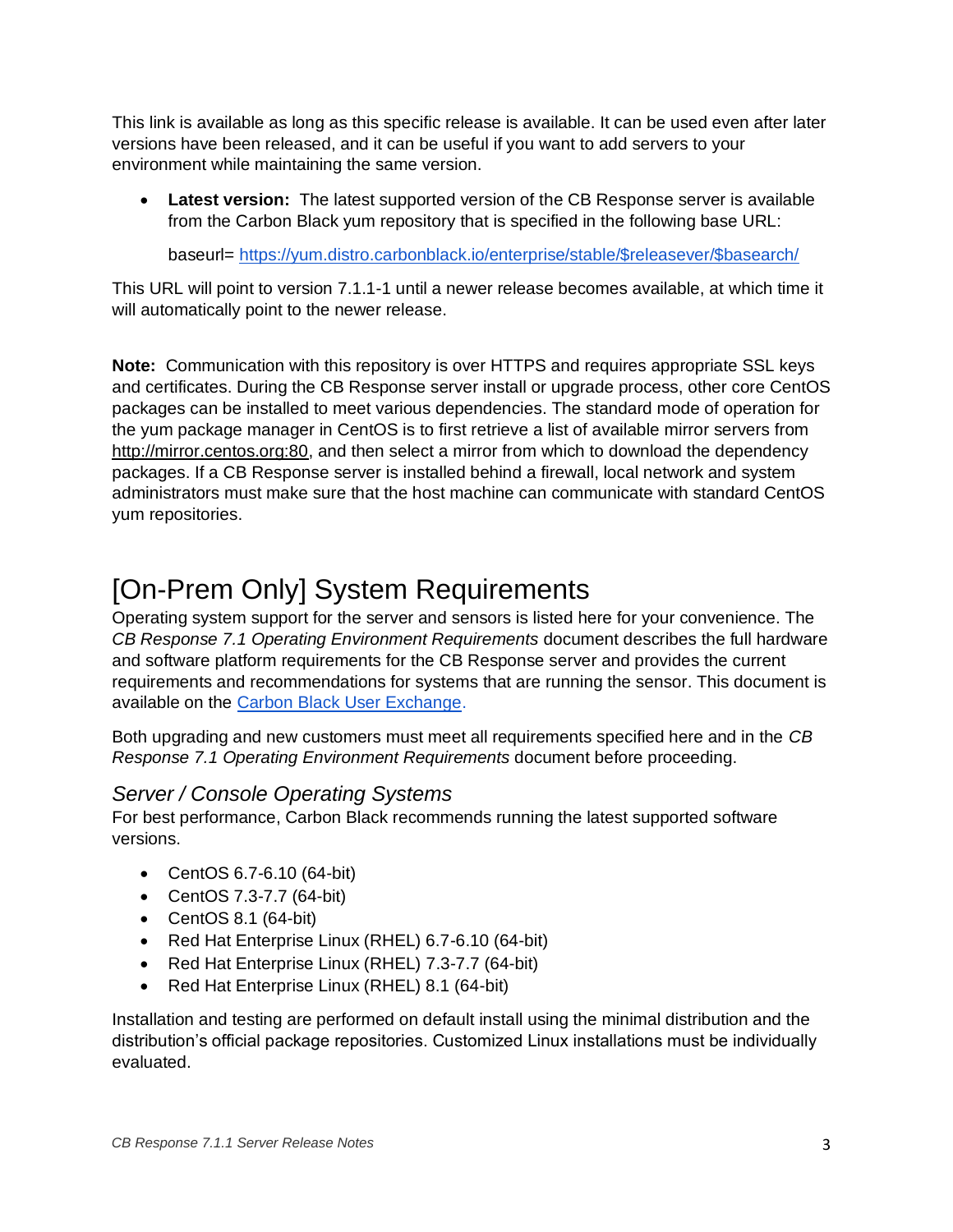This link is available as long as this specific release is available. It can be used even after later versions have been released, and it can be useful if you want to add servers to your environment while maintaining the same version.

- **Latest version:** The latest supported version of the CB Response server is available from the Carbon Black yum repository that is specified in the following base URL:

  baseurl= https://yum.distro.carbonblack.io/enterprise/stable/$releasever/$basearch/

This URL will point to version 7.1.1-1 until a newer release becomes available, at which time it will automatically point to the newer release.

**Note:** Communication with this repository is over HTTPS and requires appropriate SSL keys and certificates. During the CB Response server install or upgrade process, other core CentOS packages can be installed to meet various dependencies. The standard mode of operation for the yum package manager in CentOS is to first retrieve a list of available mirror servers from http://mirror.centos.org:80, and then select a mirror from which to download the dependency packages. If a CB Response server is installed behind a firewall, local network and system administrators must make sure that the host machine can communicate with standard CentOS yum repositories.

# [On-Prem Only] System Requirements

Operating system support for the server and sensors is listed here for your convenience. The *CB Response 7.1 Operating Environment Requirements* document describes the full hardware and software platform requirements for the CB Response server and provides the current requirements and recommendations for systems that are running the sensor. This document is available on the Carbon Black User Exchange.

Both upgrading and new customers must meet all requirements specified here and in the *CB Response 7.1 Operating Environment Requirements* document before proceeding.

## *Server / Console Operating Systems*

For best performance, Carbon Black recommends running the latest supported software versions.

- CentOS 6.7-6.10 (64-bit)
- CentOS 7.3-7.7 (64-bit)
- CentOS 8.1 (64-bit)
- Red Hat Enterprise Linux (RHEL) 6.7-6.10 (64-bit)
- Red Hat Enterprise Linux (RHEL) 7.3-7.7 (64-bit)
- Red Hat Enterprise Linux (RHEL) 8.1 (64-bit)

Installation and testing are performed on default install using the minimal distribution and the distribution's official package repositories. Customized Linux installations must be individually evaluated.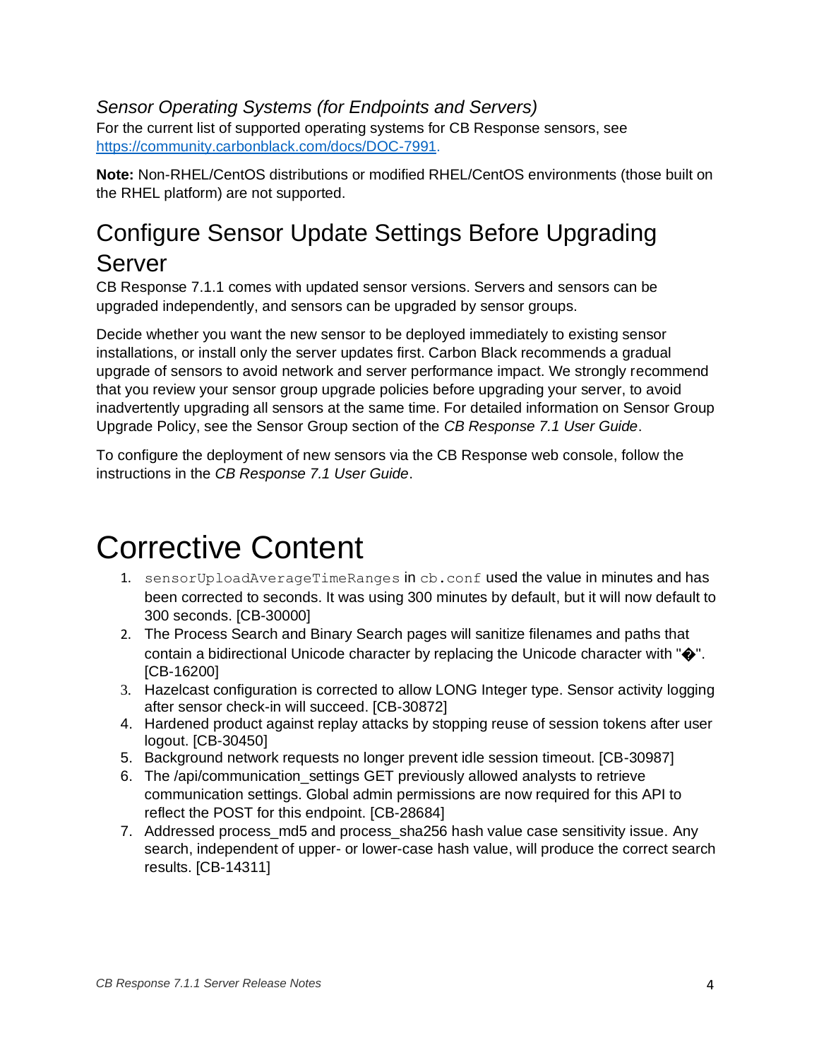### *Sensor Operating Systems (for Endpoints and Servers)*

For the current list of supported operating systems for CB Response sensors, see https://community.carbonblack.com/docs/DOC-7991.

**Note:** Non-RHEL/CentOS distributions or modified RHEL/CentOS environments (those built on the RHEL platform) are not supported.

## Configure Sensor Update Settings Before Upgrading Server

CB Response 7.1.1 comes with updated sensor versions. Servers and sensors can be upgraded independently, and sensors can be upgraded by sensor groups.

Decide whether you want the new sensor to be deployed immediately to existing sensor installations, or install only the server updates first. Carbon Black recommends a gradual upgrade of sensors to avoid network and server performance impact. We strongly recommend that you review your sensor group upgrade policies before upgrading your server, to avoid inadvertently upgrading all sensors at the same time. For detailed information on Sensor Group Upgrade Policy, see the Sensor Group section of the *CB Response 7.1 User Guide*.

To configure the deployment of new sensors via the CB Response web console, follow the instructions in the *CB Response 7.1 User Guide*.

# Corrective Content

1. `sensorUploadAverageTimeRanges` in `cb.conf` used the value in minutes and has been corrected to seconds. It was using 300 minutes by default, but it will now default to 300 seconds. [CB-30000]
2. The Process Search and Binary Search pages will sanitize filenames and paths that contain a bidirectional Unicode character by replacing the Unicode character with "�". [CB-16200]
3. Hazelcast configuration is corrected to allow LONG Integer type. Sensor activity logging after sensor check-in will succeed. [CB-30872]
4. Hardened product against replay attacks by stopping reuse of session tokens after user logout. [CB-30450]
5. Background network requests no longer prevent idle session timeout. [CB-30987]
6. The /api/communication_settings GET previously allowed analysts to retrieve communication settings. Global admin permissions are now required for this API to reflect the POST for this endpoint. [CB-28684]
7. Addressed process_md5 and process_sha256 hash value case sensitivity issue. Any search, independent of upper- or lower-case hash value, will produce the correct search results. [CB-14311]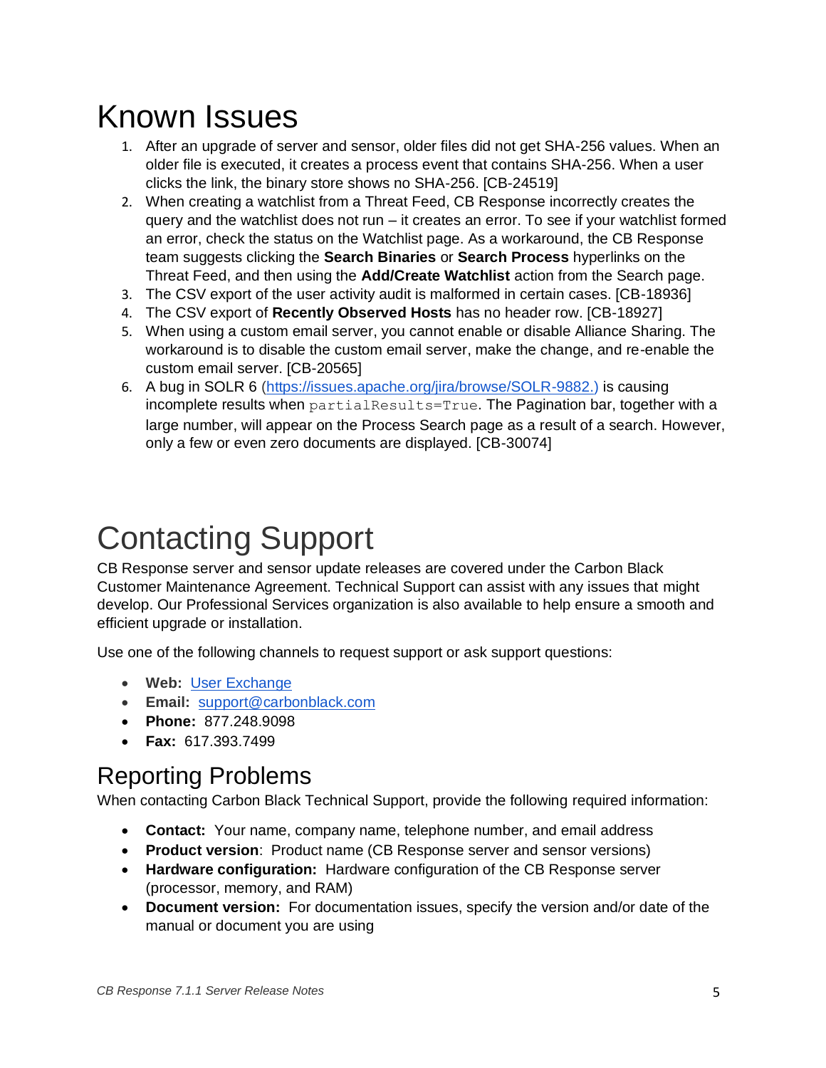# Known Issues

1. After an upgrade of server and sensor, older files did not get SHA-256 values. When an older file is executed, it creates a process event that contains SHA-256. When a user clicks the link, the binary store shows no SHA-256. [CB-24519]
2. When creating a watchlist from a Threat Feed, CB Response incorrectly creates the query and the watchlist does not run – it creates an error. To see if your watchlist formed an error, check the status on the Watchlist page. As a workaround, the CB Response team suggests clicking the **Search Binaries** or **Search Process** hyperlinks on the Threat Feed, and then using the **Add/Create Watchlist** action from the Search page.
3. The CSV export of the user activity audit is malformed in certain cases. [CB-18936]
4. The CSV export of **Recently Observed Hosts** has no header row. [CB-18927]
5. When using a custom email server, you cannot enable or disable Alliance Sharing. The workaround is to disable the custom email server, make the change, and re-enable the custom email server. [CB-20565]
6. A bug in SOLR 6 ([https://issues.apache.org/jira/browse/SOLR-9882.)](https://issues.apache.org/jira/browse/SOLR-9882) is causing incomplete results when `partialResults=True`. The Pagination bar, together with a large number, will appear on the Process Search page as a result of a search. However, only a few or even zero documents are displayed. [CB-30074]

# Contacting Support

CB Response server and sensor update releases are covered under the Carbon Black Customer Maintenance Agreement. Technical Support can assist with any issues that might develop. Our Professional Services organization is also available to help ensure a smooth and efficient upgrade or installation.

Use one of the following channels to request support or ask support questions:

- **Web:** User Exchange
- **Email:** support@carbonblack.com
- **Phone:** 877.248.9098
- **Fax:** 617.393.7499

## Reporting Problems

When contacting Carbon Black Technical Support, provide the following required information:

- **Contact:** Your name, company name, telephone number, and email address
- **Product version**: Product name (CB Response server and sensor versions)
- **Hardware configuration:** Hardware configuration of the CB Response server (processor, memory, and RAM)
- **Document version:** For documentation issues, specify the version and/or date of the manual or document you are using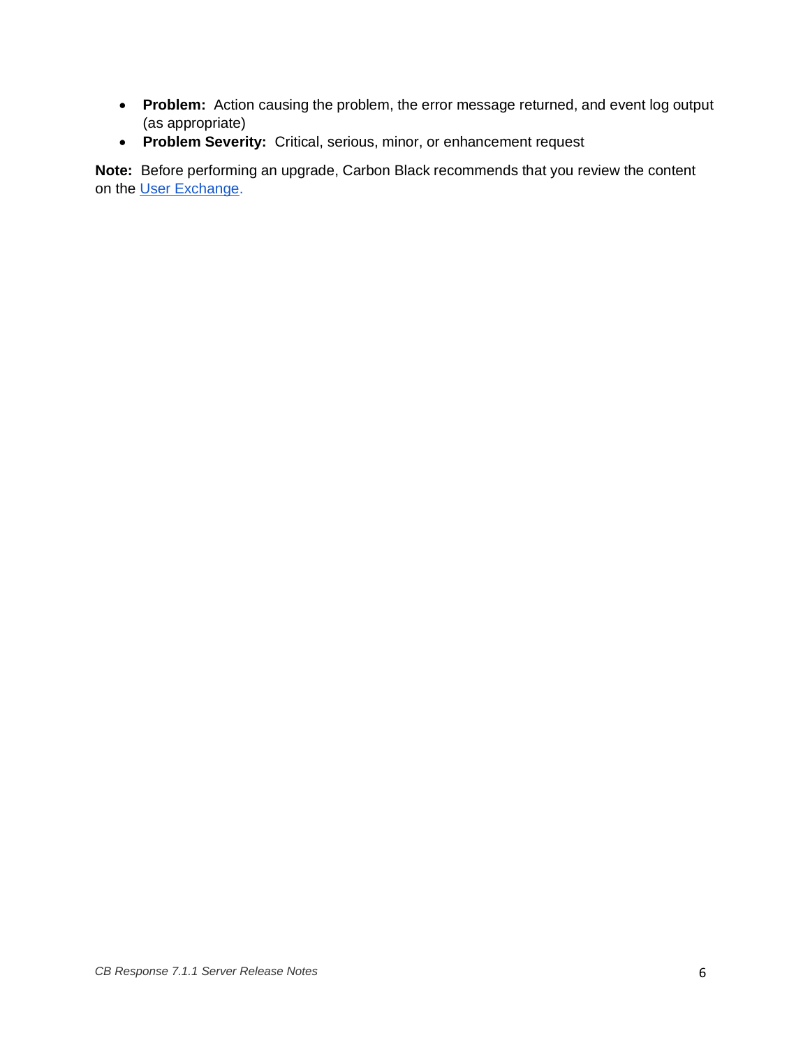- **Problem:** Action causing the problem, the error message returned, and event log output (as appropriate)
- **Problem Severity:** Critical, serious, minor, or enhancement request

**Note:** Before performing an upgrade, Carbon Black recommends that you review the content on the User Exchange.